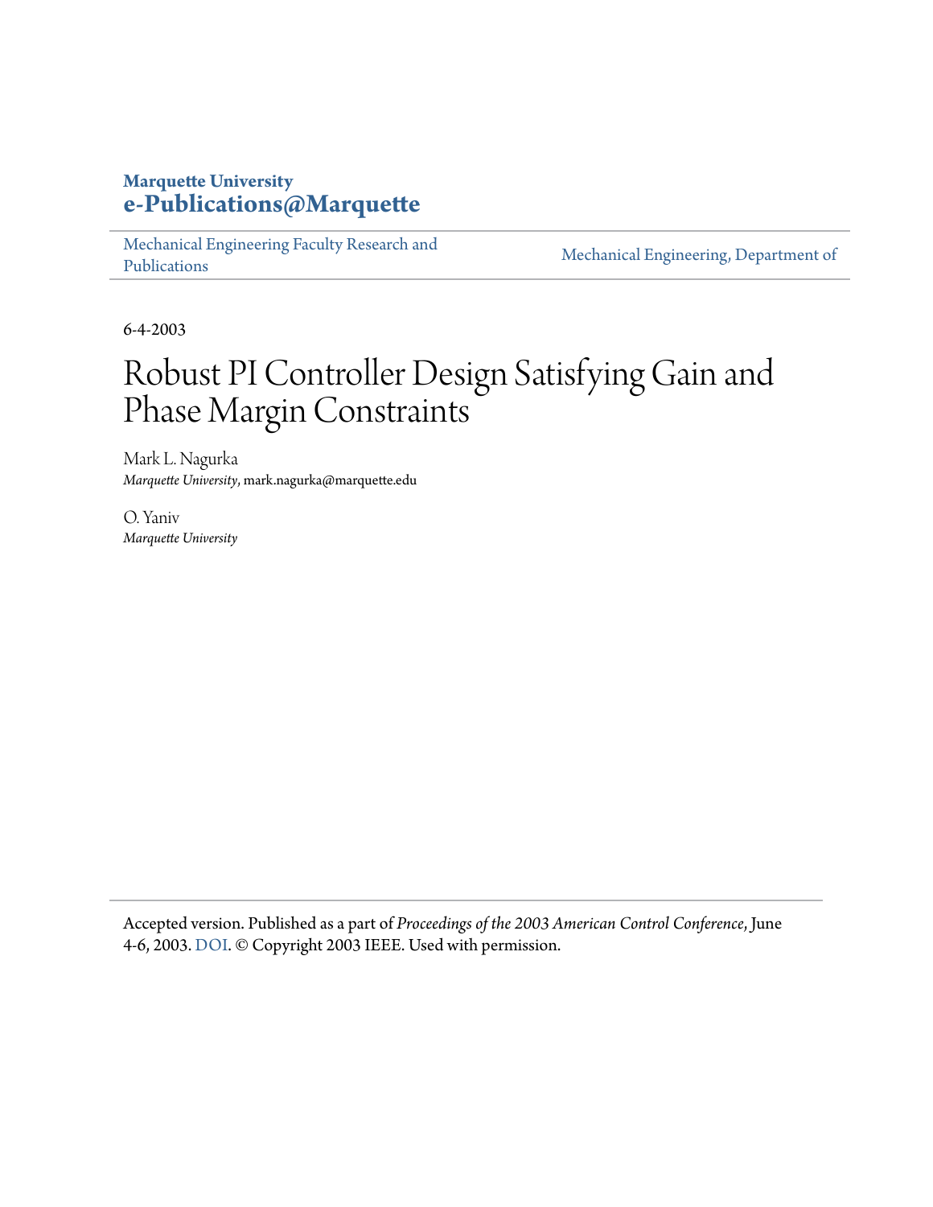**Marquette University**
**e-Publications@Marquette**

Mechanical Engineering Faculty Research and Publications | Mechanical Engineering, Department of

6-4-2003

# Robust PI Controller Design Satisfying Gain and Phase Margin Constraints

Mark L. Nagurka
*Marquette University*, mark.nagurka@marquette.edu

O. Yaniv
*Marquette University*

Accepted version. Published as a part of *Proceedings of the 2003 American Control Conference*, June 4-6, 2003. DOI. © Copyright 2003 IEEE. Used with permission.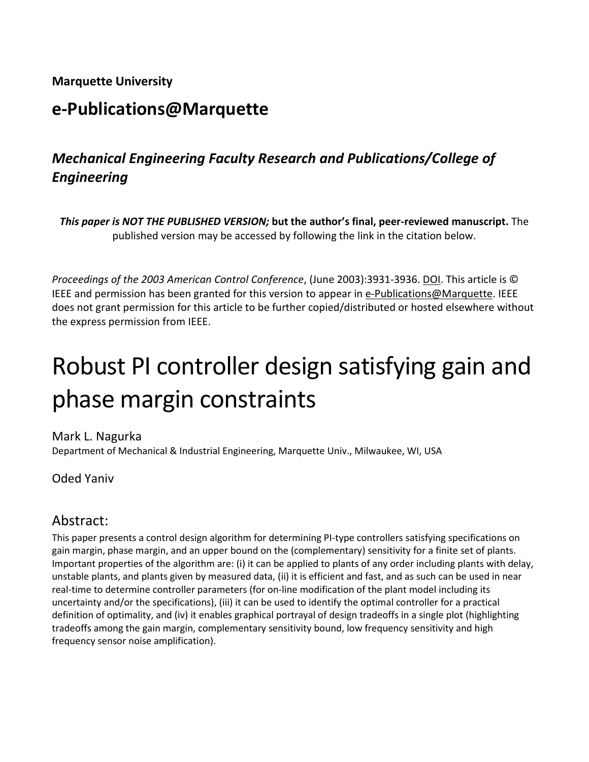**Marquette University**

## e-Publications@Marquette

### *Mechanical Engineering Faculty Research and Publications/College of Engineering*

***This paper is NOT THE PUBLISHED VERSION;* but the author's final, peer-reviewed manuscript.** The published version may be accessed by following the link in the citation below.

*Proceedings of the 2003 American Control Conference*, (June 2003):3931-3936. DOI. This article is © IEEE and permission has been granted for this version to appear in e-Publications@Marquette. IEEE does not grant permission for this article to be further copied/distributed or hosted elsewhere without the express permission from IEEE.

# Robust PI controller design satisfying gain and phase margin constraints

Mark L. Nagurka
Department of Mechanical & Industrial Engineering, Marquette Univ., Milwaukee, WI, USA

Oded Yaniv

## Abstract:

This paper presents a control design algorithm for determining PI-type controllers satisfying specifications on gain margin, phase margin, and an upper bound on the (complementary) sensitivity for a finite set of plants. Important properties of the algorithm are: (i) it can be applied to plants of any order including plants with delay, unstable plants, and plants given by measured data, (ii) it is efficient and fast, and as such can be used in near real-time to determine controller parameters (for on-line modification of the plant model including its uncertainty and/or the specifications), (iii) it can be used to identify the optimal controller for a practical definition of optimality, and (iv) it enables graphical portrayal of design tradeoffs in a single plot (highlighting tradeoffs among the gain margin, complementary sensitivity bound, low frequency sensitivity and high frequency sensor noise amplification).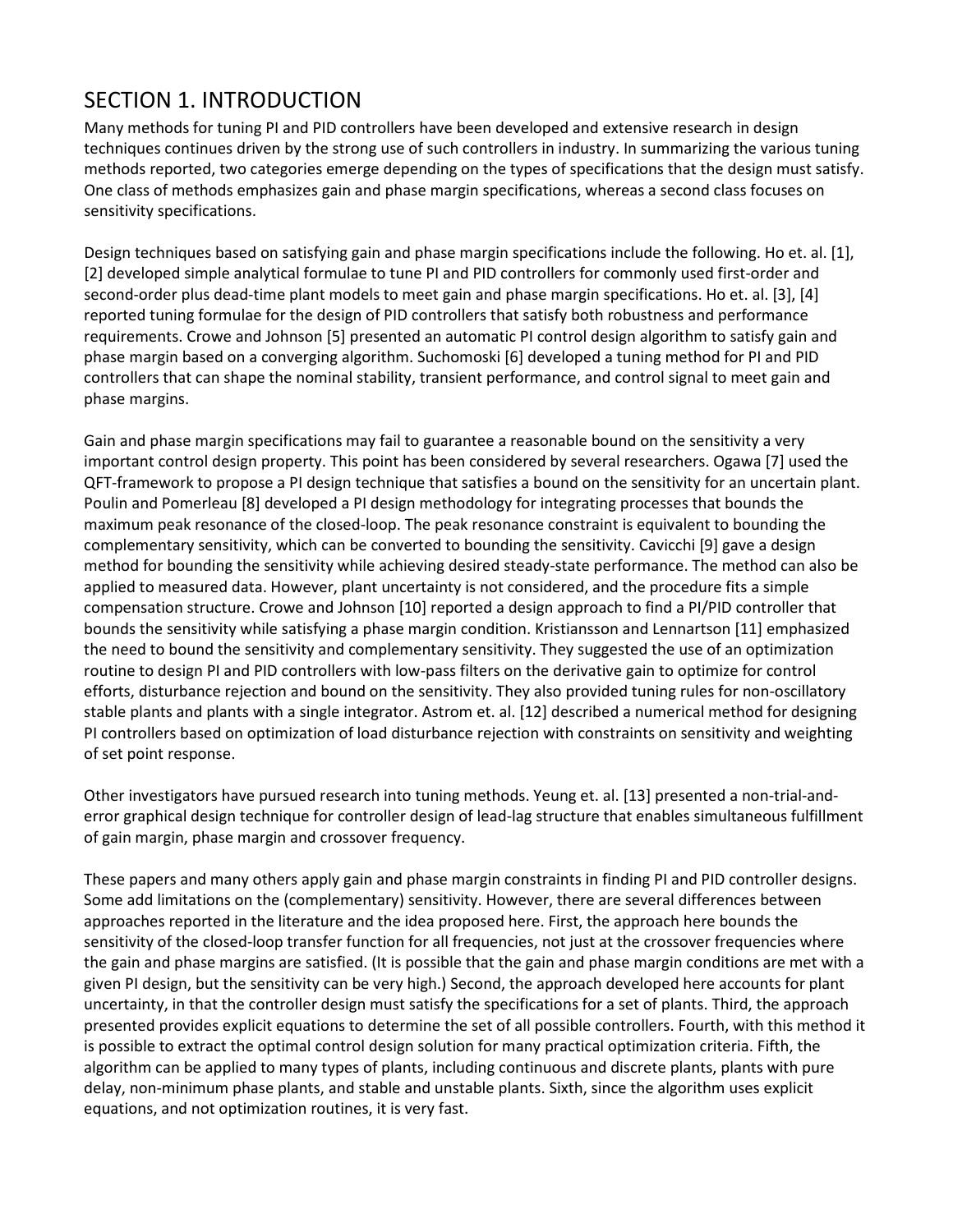## SECTION 1. INTRODUCTION

Many methods for tuning PI and PID controllers have been developed and extensive research in design techniques continues driven by the strong use of such controllers in industry. In summarizing the various tuning methods reported, two categories emerge depending on the types of specifications that the design must satisfy. One class of methods emphasizes gain and phase margin specifications, whereas a second class focuses on sensitivity specifications.

Design techniques based on satisfying gain and phase margin specifications include the following. Ho et. al. [1], [2] developed simple analytical formulae to tune PI and PID controllers for commonly used first-order and second-order plus dead-time plant models to meet gain and phase margin specifications. Ho et. al. [3], [4] reported tuning formulae for the design of PID controllers that satisfy both robustness and performance requirements. Crowe and Johnson [5] presented an automatic PI control design algorithm to satisfy gain and phase margin based on a converging algorithm. Suchomoski [6] developed a tuning method for PI and PID controllers that can shape the nominal stability, transient performance, and control signal to meet gain and phase margins.

Gain and phase margin specifications may fail to guarantee a reasonable bound on the sensitivity a very important control design property. This point has been considered by several researchers. Ogawa [7] used the QFT-framework to propose a PI design technique that satisfies a bound on the sensitivity for an uncertain plant. Poulin and Pomerleau [8] developed a PI design methodology for integrating processes that bounds the maximum peak resonance of the closed-loop. The peak resonance constraint is equivalent to bounding the complementary sensitivity, which can be converted to bounding the sensitivity. Cavicchi [9] gave a design method for bounding the sensitivity while achieving desired steady-state performance. The method can also be applied to measured data. However, plant uncertainty is not considered, and the procedure fits a simple compensation structure. Crowe and Johnson [10] reported a design approach to find a PI/PID controller that bounds the sensitivity while satisfying a phase margin condition. Kristiansson and Lennartson [11] emphasized the need to bound the sensitivity and complementary sensitivity. They suggested the use of an optimization routine to design PI and PID controllers with low-pass filters on the derivative gain to optimize for control efforts, disturbance rejection and bound on the sensitivity. They also provided tuning rules for non-oscillatory stable plants and plants with a single integrator. Astrom et. al. [12] described a numerical method for designing PI controllers based on optimization of load disturbance rejection with constraints on sensitivity and weighting of set point response.

Other investigators have pursued research into tuning methods. Yeung et. al. [13] presented a non-trial-and-error graphical design technique for controller design of lead-lag structure that enables simultaneous fulfillment of gain margin, phase margin and crossover frequency.

These papers and many others apply gain and phase margin constraints in finding PI and PID controller designs. Some add limitations on the (complementary) sensitivity. However, there are several differences between approaches reported in the literature and the idea proposed here. First, the approach here bounds the sensitivity of the closed-loop transfer function for all frequencies, not just at the crossover frequencies where the gain and phase margins are satisfied. (It is possible that the gain and phase margin conditions are met with a given PI design, but the sensitivity can be very high.) Second, the approach developed here accounts for plant uncertainty, in that the controller design must satisfy the specifications for a set of plants. Third, the approach presented provides explicit equations to determine the set of all possible controllers. Fourth, with this method it is possible to extract the optimal control design solution for many practical optimization criteria. Fifth, the algorithm can be applied to many types of plants, including continuous and discrete plants, plants with pure delay, non-minimum phase plants, and stable and unstable plants. Sixth, since the algorithm uses explicit equations, and not optimization routines, it is very fast.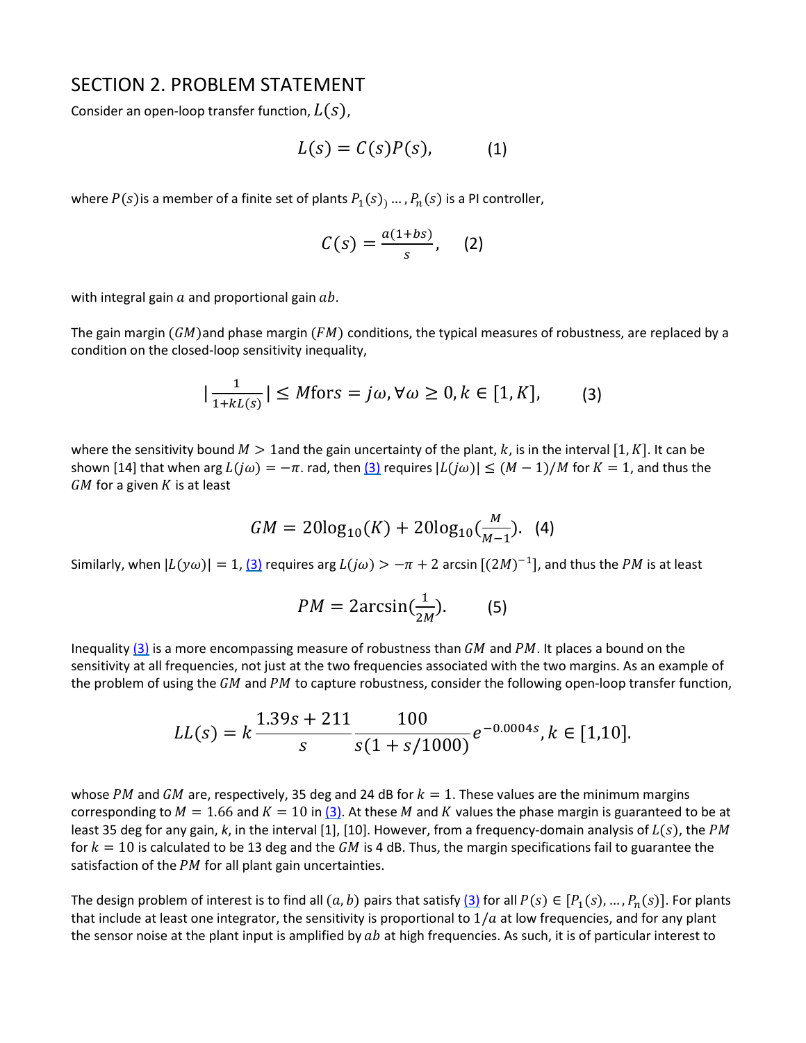## SECTION 2. PROBLEM STATEMENT

Consider an open-loop transfer function, $L(s)$,

$$L(s) = C(s)P(s), \qquad (1)$$

where $P(s)$is a member of a finite set of plants $P_1(s)_)$ ..., $P_n(s)$ is a PI controller,

$$C(s) = \frac{a(1+bs)}{s}, \qquad (2)$$

with integral gain $a$ and proportional gain $ab$.

The gain margin $(GM)$and phase margin $(FM)$ conditions, the typical measures of robustness, are replaced by a condition on the closed-loop sensitivity inequality,

$$\left|\frac{1}{1+kL(s)}\right| \leq M for s = j\omega, \forall\omega \geq 0, k \in [1, K], \qquad (3)$$

where the sensitivity bound $M > 1$and the gain uncertainty of the plant, $k$, is in the interval $[1, K]$. It can be shown [14] that when $\arg L(j\omega) = -\pi$. rad, then (3) requires $|L(j\omega)| \leq (M-1)/M$ for $K = 1$, and thus the $GM$ for a given $K$ is at least

$$GM = 20\log_{10}(K) + 20\log_{10}\left(\frac{M}{M-1}\right). \quad (4)$$

Similarly, when $|L(y\omega)| = 1$, (3) requires $\arg L(j\omega) > -\pi + 2\arcsin[(2M)^{-1}]$, and thus the $PM$ is at least

$$PM = 2\arcsin\left(\frac{1}{2M}\right). \qquad (5)$$

Inequality (3) is a more encompassing measure of robustness than $GM$ and $PM$. It places a bound on the sensitivity at all frequencies, not just at the two frequencies associated with the two margins. As an example of the problem of using the $GM$ and $PM$ to capture robustness, consider the following open-loop transfer function,

$$LL(s) = k\frac{1.39s + 211}{s}\frac{100}{s(1 + s/1000)}e^{-0.0004s}, k \in [1,10].$$

whose $PM$ and $GM$ are, respectively, 35 deg and 24 dB for $k = 1$. These values are the minimum margins corresponding to $M = 1.66$ and $K = 10$ in (3). At these $M$ and $K$ values the phase margin is guaranteed to be at least 35 deg for any gain, $k$, in the interval [1], [10]. However, from a frequency-domain analysis of $L(s)$, the $PM$ for $k = 10$ is calculated to be 13 deg and the $GM$ is 4 dB. Thus, the margin specifications fail to guarantee the satisfaction of the $PM$ for all plant gain uncertainties.

The design problem of interest is to find all $(a, b)$ pairs that satisfy (3) for all $P(s) \in [P_1(s), \ldots, P_n(s)]$. For plants that include at least one integrator, the sensitivity is proportional to $1/a$ at low frequencies, and for any plant the sensor noise at the plant input is amplified by $ab$ at high frequencies. As such, it is of particular interest to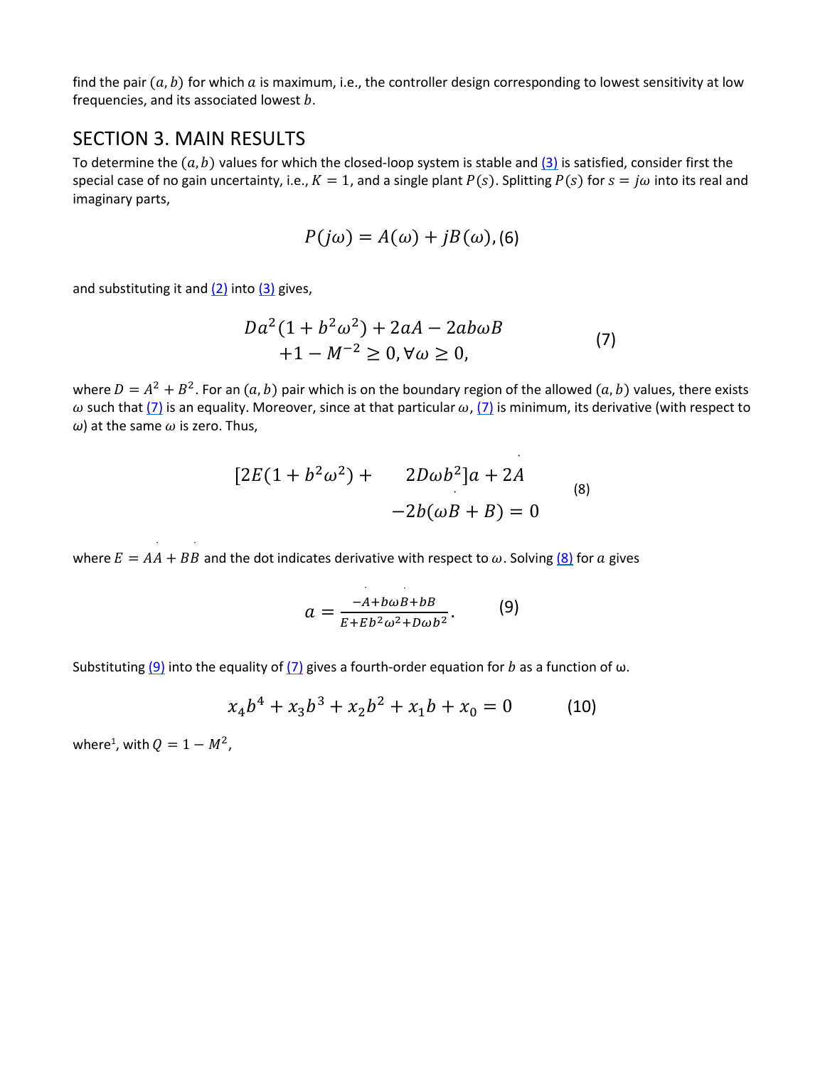find the pair $(a, b)$ for which $a$ is maximum, i.e., the controller design corresponding to lowest sensitivity at low frequencies, and its associated lowest $b$.

## SECTION 3. MAIN RESULTS

To determine the $(a, b)$ values for which the closed-loop system is stable and (3) is satisfied, consider first the special case of no gain uncertainty, i.e., $K = 1$, and a single plant $P(s)$. Splitting $P(s)$ for $s = j\omega$ into its real and imaginary parts,

$$P(j\omega) = A(\omega) + jB(\omega), (6)$$

and substituting it and (2) into (3) gives,

$$\begin{aligned} Da^2(1 + b^2\omega^2) + 2aA - 2ab\omega B \\ +1 - M^{-2} \geq 0, \forall \omega \geq 0, \end{aligned} \qquad (7)$$

where $D = A^2 + B^2$. For an $(a, b)$ pair which is on the boundary region of the allowed $(a, b)$ values, there exists $\omega$ such that (7) is an equality. Moreover, since at that particular $\omega$, (7) is minimum, its derivative (with respect to $\omega$) at the same $\omega$ is zero. Thus,

$$\begin{aligned} [2E(1 + b^2\omega^2) + \quad 2D\omega b^2]a + 2\dot{A} \\ -2b(\omega\dot{B} + B) = 0 \end{aligned} \qquad (8)$$

where $E = A\dot{A} + B\dot{B}$ and the dot indicates derivative with respect to $\omega$. Solving (8) for $a$ gives

$$a = \frac{-\dot{A} + b\omega\dot{B} + bB}{E + Eb^2\omega^2 + D\omega b^2}. \qquad (9)$$

Substituting (9) into the equality of (7) gives a fourth-order equation for $b$ as a function of ω.

$$x_4 b^4 + x_3 b^3 + x_2 b^2 + x_1 b + x_0 = 0 \qquad (10)$$

where[1], with $Q = 1 - M^2$,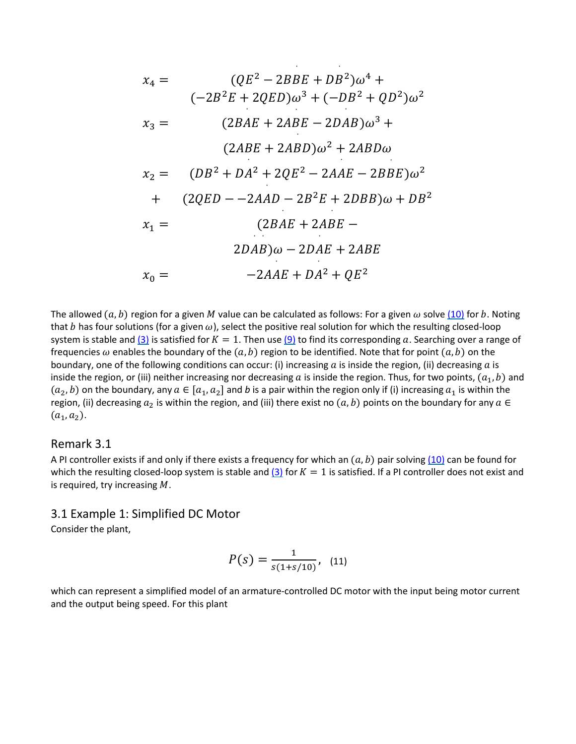$$x_4 = (QE^2 - 2BBE + DB^2)\omega^4 + (-2B^2E + 2QED)\omega^3 + (-DB^2 + QD^2)\omega^2$$

$$x_3 = (2BAE + 2ABE - 2DAB)\omega^3 + (2ABE + 2ABD)\omega^2 + 2ABD\omega$$

$$x_2 = (DB^2 + DA^2 + 2QE^2 - 2AAE - 2BBE)\omega^2 + (2QED - -2AAD - 2B^2E + 2DBB)\omega + DB^2$$

$$x_1 = (2BAE + 2ABE - 2DAB)\omega - 2DAE + 2ABE$$

$$x_0 = -2AAE + DA^2 + QE^2$$

The allowed $(a, b)$ region for a given $M$ value can be calculated as follows: For a given $\omega$ solve (10) for $b$. Noting that $b$ has four solutions (for a given $\omega$), select the positive real solution for which the resulting closed-loop system is stable and (3) is satisfied for $K = 1$. Then use (9) to find its corresponding $a$. Searching over a range of frequencies $\omega$ enables the boundary of the $(a, b)$ region to be identified. Note that for point $(a, b)$ on the boundary, one of the following conditions can occur: (i) increasing $a$ is inside the region, (ii) decreasing $a$ is inside the region, or (iii) neither increasing nor decreasing $a$ is inside the region. Thus, for two points, $(a_1, b)$ and $(a_2, b)$ on the boundary, any $a \in [a_1, a_2]$ and $b$ is a pair within the region only if (i) increasing $a_1$ is within the region, (ii) decreasing $a_2$ is within the region, and (iii) there exist no $(a, b)$ points on the boundary for any $a \in (a_1, a_2)$.

## Remark 3.1

A PI controller exists if and only if there exists a frequency for which an $(a, b)$ pair solving (10) can be found for which the resulting closed-loop system is stable and (3) for $K = 1$ is satisfied. If a PI controller does not exist and is required, try increasing $M$.

## 3.1 Example 1: Simplified DC Motor

Consider the plant,

$$P(s) = \frac{1}{s(1+s/10)}, \quad (11)$$

which can represent a simplified model of an armature-controlled DC motor with the input being motor current and the output being speed. For this plant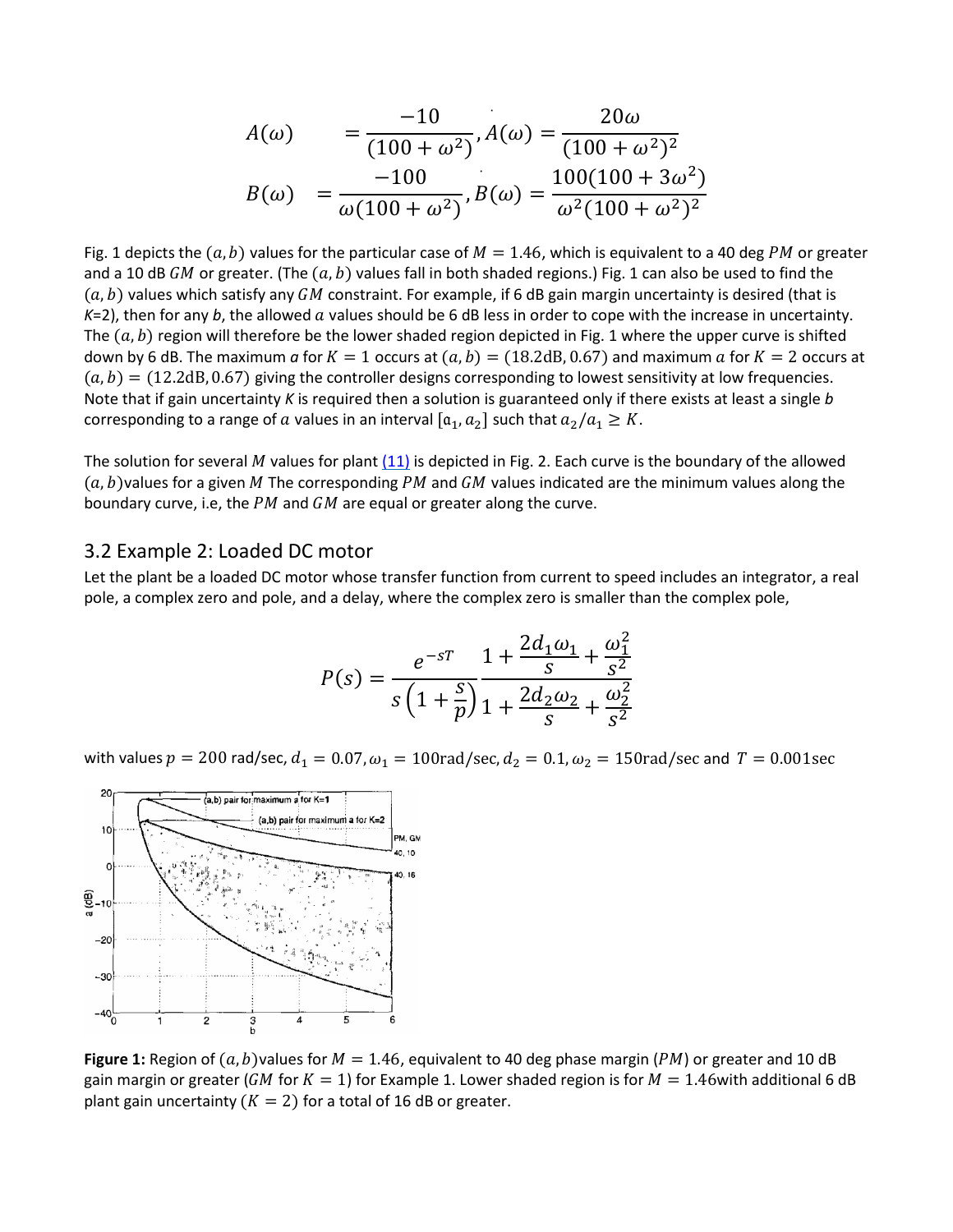$$A(\omega) = \frac{-10}{(100+\omega^2)}, \dot{A}(\omega) = \frac{20\omega}{(100+\omega^2)^2}$$

$$B(\omega) = \frac{-100}{\omega(100+\omega^2)}, \dot{B}(\omega) = \frac{100(100+3\omega^2)}{\omega^2(100+\omega^2)^2}$$

Fig. 1 depicts the $(a,b)$ values for the particular case of $M = 1.46$, which is equivalent to a 40 deg $PM$ or greater and a 10 dB $GM$ or greater. (The $(a,b)$ values fall in both shaded regions.) Fig. 1 can also be used to find the $(a,b)$ values which satisfy any $GM$ constraint. For example, if 6 dB gain margin uncertainty is desired (that is $K$=2), then for any $b$, the allowed $a$ values should be 6 dB less in order to cope with the increase in uncertainty. The $(a,b)$ region will therefore be the lower shaded region depicted in Fig. 1 where the upper curve is shifted down by 6 dB. The maximum $a$ for $K = 1$ occurs at $(a,b) = (18.2\text{dB}, 0.67)$ and maximum $a$ for $K = 2$ occurs at $(a,b) = (12.2\text{dB}, 0.67)$ giving the controller designs corresponding to lowest sensitivity at low frequencies. Note that if gain uncertainty $K$ is required then a solution is guaranteed only if there exists at least a single $b$ corresponding to a range of $a$ values in an interval $[a_1, a_2]$ such that $a_2/a_1 \geq K$.

The solution for several $M$ values for plant (11) is depicted in Fig. 2. Each curve is the boundary of the allowed $(a,b)$values for a given $M$ The corresponding $PM$ and $GM$ values indicated are the minimum values along the boundary curve, i.e, the $PM$ and $GM$ are equal or greater along the curve.

## 3.2 Example 2: Loaded DC motor

Let the plant be a loaded DC motor whose transfer function from current to speed includes an integrator, a real pole, a complex zero and pole, and a delay, where the complex zero is smaller than the complex pole,

$$P(s) = \frac{e^{-sT}}{s\left(1+\frac{s}{p}\right)} \frac{1+\frac{2d_1\omega_1}{s}+\frac{\omega_1^2}{s^2}}{1+\frac{2d_2\omega_2}{s}+\frac{\omega_2^2}{s^2}}$$

with values $p = 200$ rad/sec, $d_1 = 0.07, \omega_1 = 100\text{rad/sec}, d_2 = 0.1, \omega_2 = 150\text{rad/sec}$ and $T = 0.001\text{sec}$

**Figure 1:** Region of $(a,b)$values for $M = 1.46$, equivalent to 40 deg phase margin ($PM$) or greater and 10 dB gain margin or greater ($GM$ for $K = 1$) for Example 1. Lower shaded region is for $M = 1.46$with additional 6 dB plant gain uncertainty ($K = 2$) for a total of 16 dB or greater.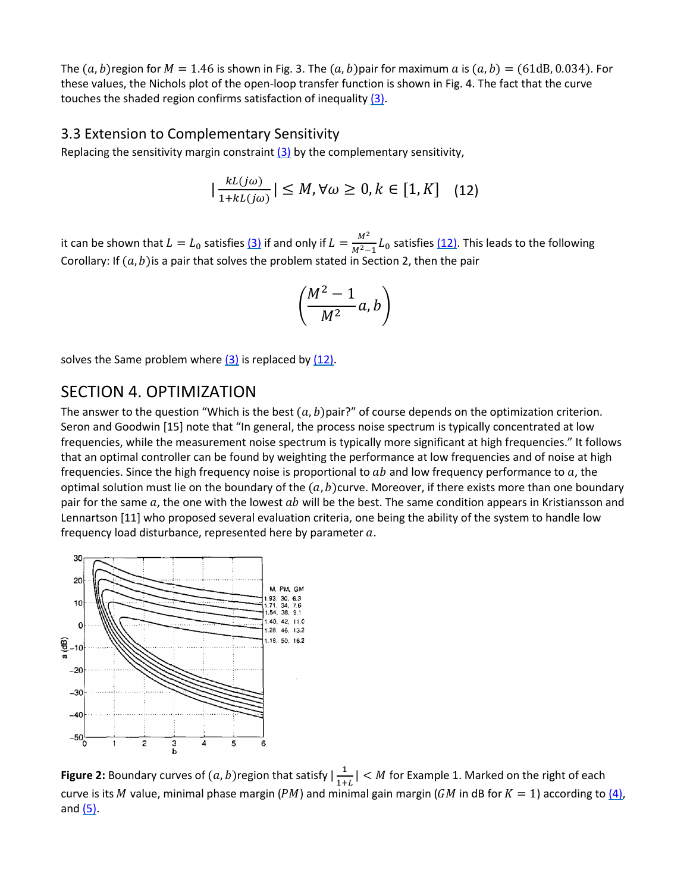The $(a, b)$region for $M = 1.46$ is shown in Fig. 3. The $(a, b)$pair for maximum $a$ is $(a, b) = (61\text{dB}, 0.034)$. For these values, the Nichols plot of the open-loop transfer function is shown in Fig. 4. The fact that the curve touches the shaded region confirms satisfaction of inequality (3).

### 3.3 Extension to Complementary Sensitivity

Replacing the sensitivity margin constraint (3) by the complementary sensitivity,

$$\left|\frac{kL(j\omega)}{1+kL(j\omega)}\right| \leq M, \forall\omega \geq 0, k \in [1, K] \quad (12)$$

it can be shown that $L = L_0$ satisfies (3) if and only if $L = \frac{M^2}{M^2-1}L_0$ satisfies (12). This leads to the following Corollary: If $(a, b)$is a pair that solves the problem stated in Section 2, then the pair

$$\left(\frac{M^2-1}{M^2}a, b\right)$$

solves the Same problem where (3) is replaced by (12).

## SECTION 4. OPTIMIZATION

The answer to the question "Which is the best $(a, b)$pair?" of course depends on the optimization criterion. Seron and Goodwin [15] note that "In general, the process noise spectrum is typically concentrated at low frequencies, while the measurement noise spectrum is typically more significant at high frequencies." It follows that an optimal controller can be found by weighting the performance at low frequencies and of noise at high frequencies. Since the high frequency noise is proportional to $ab$ and low frequency performance to $a$, the optimal solution must lie on the boundary of the $(a, b)$curve. Moreover, if there exists more than one boundary pair for the same $a$, the one with the lowest $ab$ will be the best. The same condition appears in Kristiansson and Lennartson [11] who proposed several evaluation criteria, one being the ability of the system to handle low frequency load disturbance, represented here by parameter $a$.

**Figure 2:** Boundary curves of $(a, b)$region that satisfy $\left|\frac{1}{1+L}\right| < M$ for Example 1. Marked on the right of each curve is its $M$ value, minimal phase margin ($PM$) and minimal gain margin ($GM$ in dB for $K = 1$) according to (4), and (5).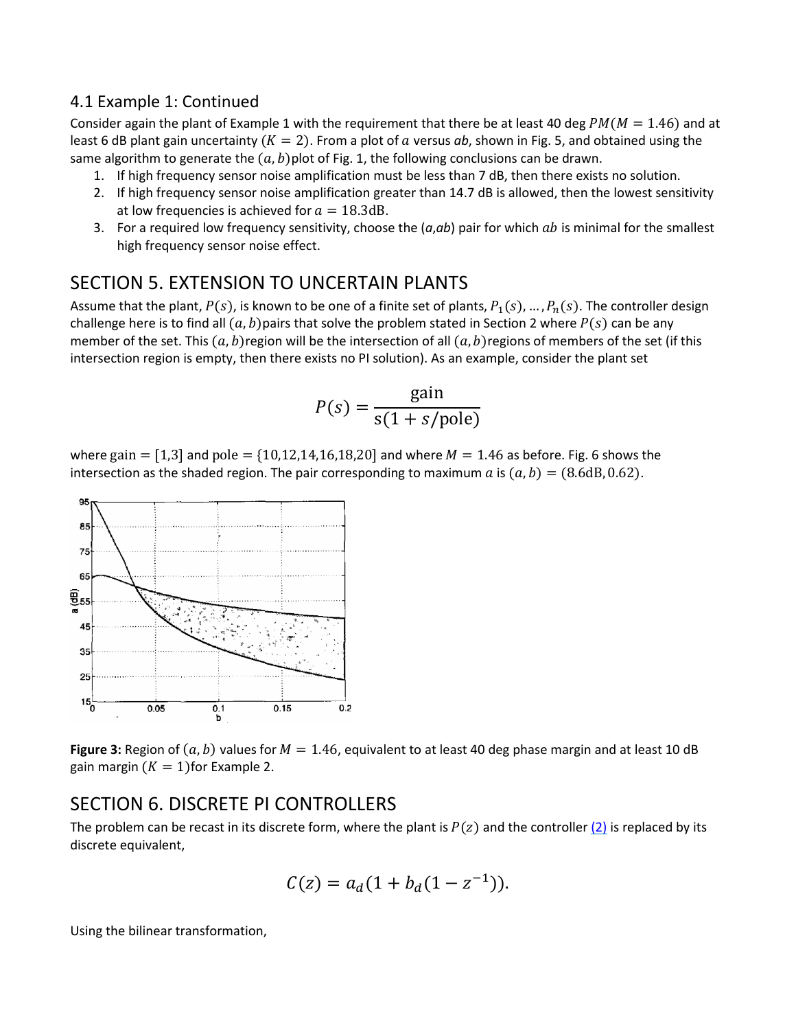### 4.1 Example 1: Continued

Consider again the plant of Example 1 with the requirement that there be at least 40 deg $PM(M = 1.46)$ and at least 6 dB plant gain uncertainty ($K = 2$). From a plot of $a$ versus *ab*, shown in Fig. 5, and obtained using the same algorithm to generate the $(a, b)$ plot of Fig. 1, the following conclusions can be drawn.

1. If high frequency sensor noise amplification must be less than 7 dB, then there exists no solution.
2. If high frequency sensor noise amplification greater than 14.7 dB is allowed, then the lowest sensitivity at low frequencies is achieved for $a = 18.3\text{dB}$.
3. For a required low frequency sensitivity, choose the (*a*,*ab*) pair for which $ab$ is minimal for the smallest high frequency sensor noise effect.

## SECTION 5. EXTENSION TO UNCERTAIN PLANTS

Assume that the plant, $P(s)$, is known to be one of a finite set of plants, $P_1(s), \ldots, P_n(s)$. The controller design challenge here is to find all $(a, b)$ pairs that solve the problem stated in Section 2 where $P(s)$ can be any member of the set. This $(a, b)$ region will be the intersection of all $(a, b)$ regions of members of the set (if this intersection region is empty, then there exists no PI solution). As an example, consider the plant set

$$P(s) = \frac{\text{gain}}{s(1 + s/\text{pole})}$$

where gain $= [1,3]$ and pole $= \{10,12,14,16,18,20\}$ and where $M = 1.46$ as before. Fig. 6 shows the intersection as the shaded region. The pair corresponding to maximum $a$ is $(a, b) = (8.6\text{dB}, 0.62)$.

**Figure 3:** Region of $(a, b)$ values for $M = 1.46$, equivalent to at least 40 deg phase margin and at least 10 dB gain margin ($K = 1$) for Example 2.

## SECTION 6. DISCRETE PI CONTROLLERS

The problem can be recast in its discrete form, where the plant is $P(z)$ and the controller (2) is replaced by its discrete equivalent,

$$C(z) = a_d(1 + b_d(1 - z^{-1})).$$

Using the bilinear transformation,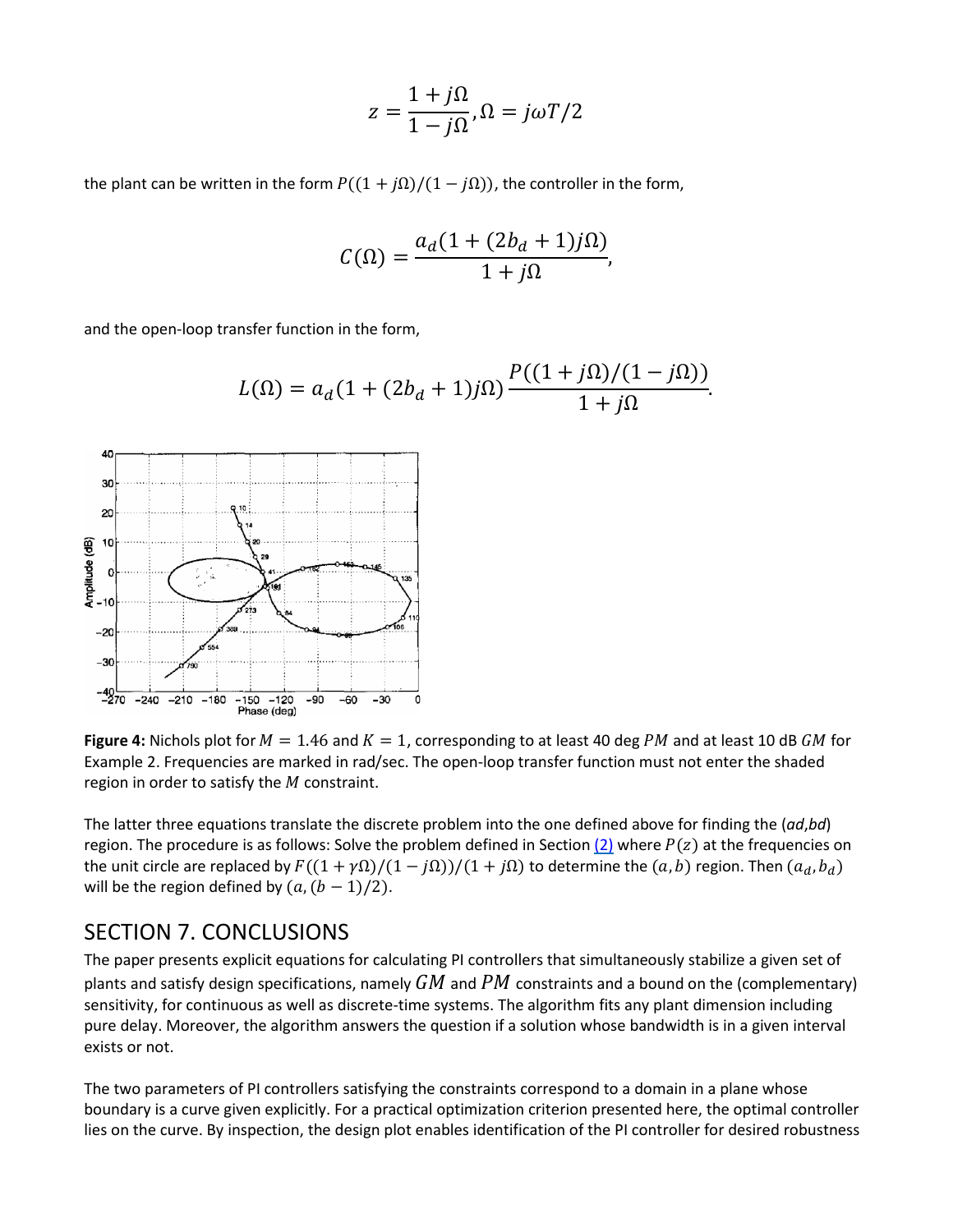$$z = \frac{1 + j\Omega}{1 - j\Omega}, \Omega = j\omega T/2$$

the plant can be written in the form $P((1 + j\Omega)/(1 - j\Omega))$, the controller in the form,

$$C(\Omega) = \frac{a_d(1 + (2b_d + 1)j\Omega)}{1 + j\Omega},$$

and the open-loop transfer function in the form,

$$L(\Omega) = a_d(1 + (2b_d + 1)j\Omega)\frac{P((1 + j\Omega)/(1 - j\Omega))}{1 + j\Omega}.$$

**Figure 4:** Nichols plot for $M = 1.46$ and $K = 1$, corresponding to at least 40 deg $PM$ and at least 10 dB $GM$ for Example 2. Frequencies are marked in rad/sec. The open-loop transfer function must not enter the shaded region in order to satisfy the $M$ constraint.

The latter three equations translate the discrete problem into the one defined above for finding the (*ad*,*bd*) region. The procedure is as follows: Solve the problem defined in Section (2) where $P(z)$ at the frequencies on the unit circle are replaced by $F((1 + \gamma\Omega)/(1 - j\Omega))/(1 + j\Omega)$ to determine the $(a, b)$ region. Then $(a_d, b_d)$ will be the region defined by $(a, (b - 1)/2)$.

## SECTION 7. CONCLUSIONS

The paper presents explicit equations for calculating PI controllers that simultaneously stabilize a given set of plants and satisfy design specifications, namely $GM$ and $PM$ constraints and a bound on the (complementary) sensitivity, for continuous as well as discrete-time systems. The algorithm fits any plant dimension including pure delay. Moreover, the algorithm answers the question if a solution whose bandwidth is in a given interval exists or not.

The two parameters of PI controllers satisfying the constraints correspond to a domain in a plane whose boundary is a curve given explicitly. For a practical optimization criterion presented here, the optimal controller lies on the curve. By inspection, the design plot enables identification of the PI controller for desired robustness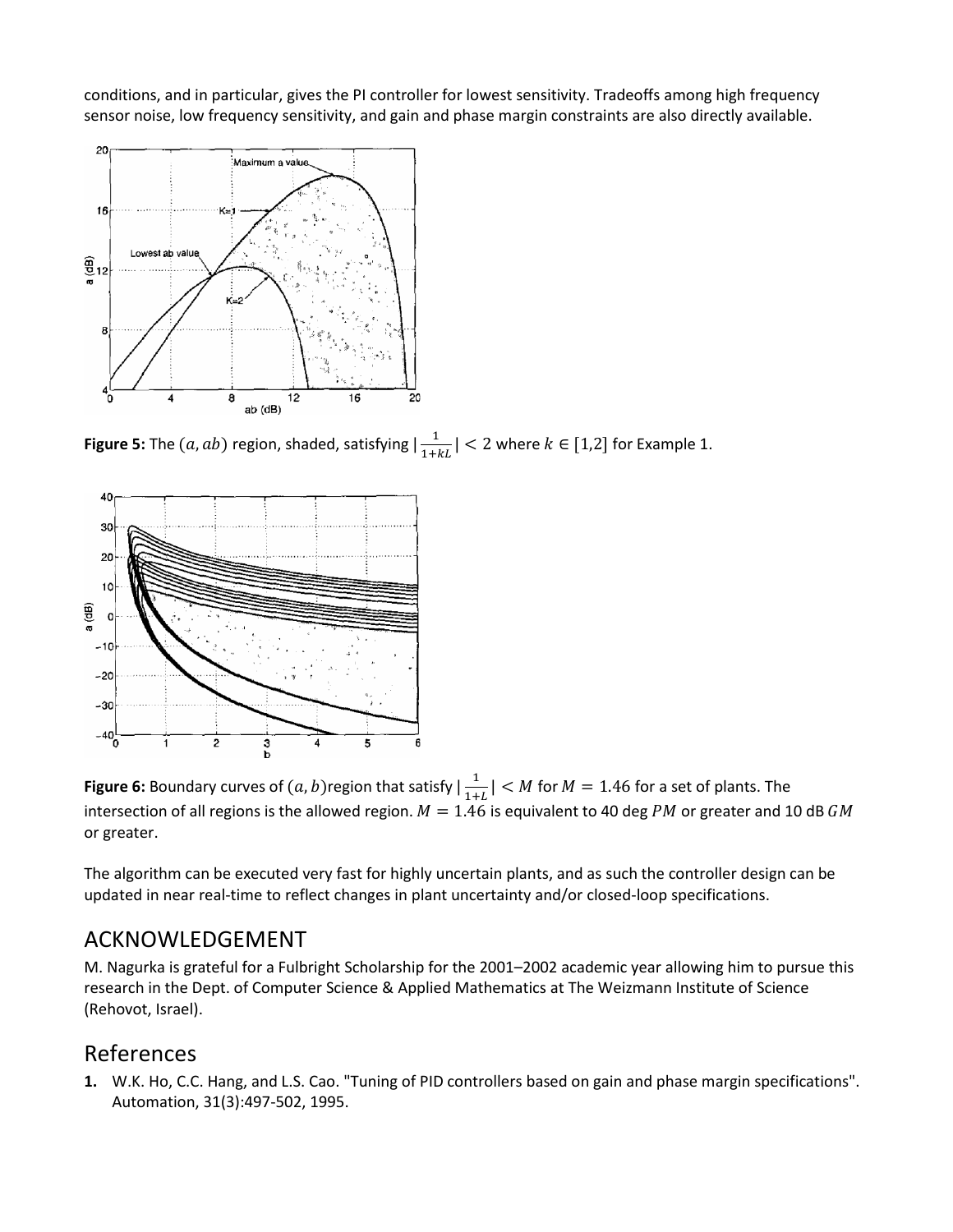conditions, and in particular, gives the PI controller for lowest sensitivity. Tradeoffs among high frequency sensor noise, low frequency sensitivity, and gain and phase margin constraints are also directly available.

**Figure 5:** The $(a, ab)$ region, shaded, satisfying $|\frac{1}{1+kL}| < 2$ where $k \in [1,2]$ for Example 1.

**Figure 6:** Boundary curves of $(a, b)$region that satisfy $|\frac{1}{1+L}| < M$ for $M = 1.46$ for a set of plants. The intersection of all regions is the allowed region. $M = 1.46$ is equivalent to 40 deg $PM$ or greater and 10 dB $GM$ or greater.

The algorithm can be executed very fast for highly uncertain plants, and as such the controller design can be updated in near real-time to reflect changes in plant uncertainty and/or closed-loop specifications.

## ACKNOWLEDGEMENT

M. Nagurka is grateful for a Fulbright Scholarship for the 2001–2002 academic year allowing him to pursue this research in the Dept. of Computer Science & Applied Mathematics at The Weizmann Institute of Science (Rehovot, Israel).

## References

1. W.K. Ho, C.C. Hang, and L.S. Cao. "Tuning of PID controllers based on gain and phase margin specifications". Automation, 31(3):497-502, 1995.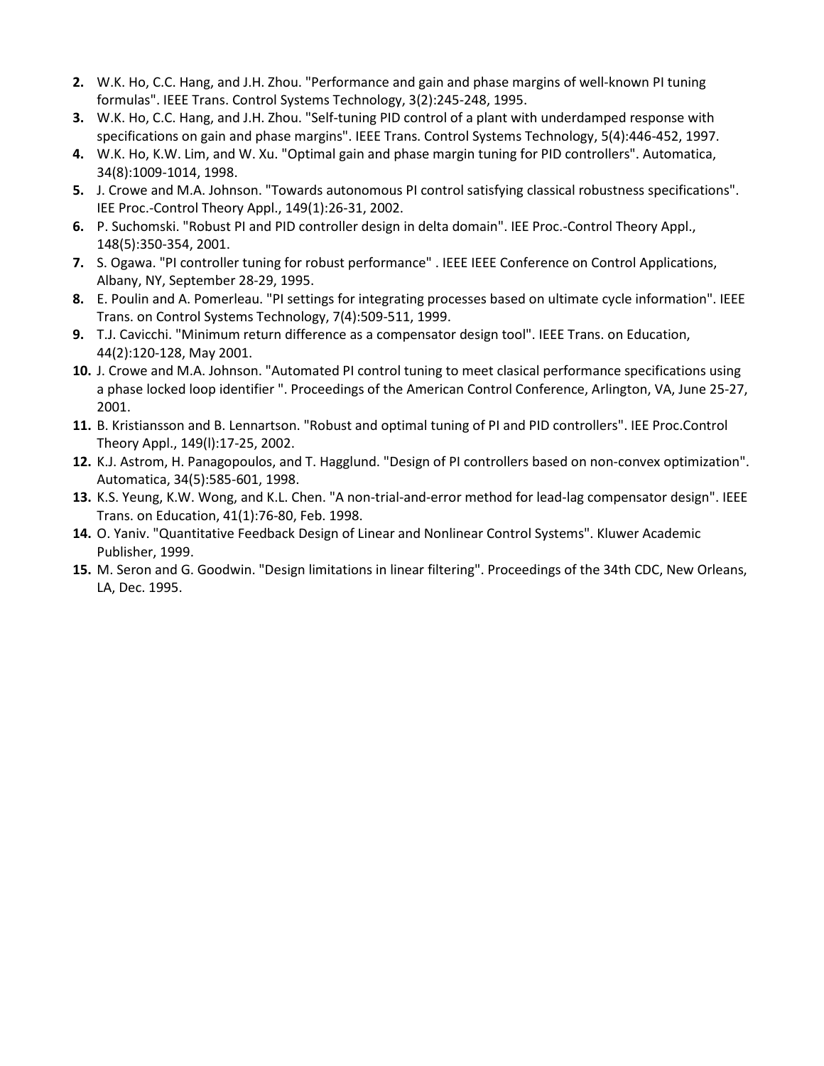2. W.K. Ho, C.C. Hang, and J.H. Zhou. "Performance and gain and phase margins of well-known PI tuning formulas". IEEE Trans. Control Systems Technology, 3(2):245-248, 1995.
3. W.K. Ho, C.C. Hang, and J.H. Zhou. "Self-tuning PID control of a plant with underdamped response with specifications on gain and phase margins". IEEE Trans. Control Systems Technology, 5(4):446-452, 1997.
4. W.K. Ho, K.W. Lim, and W. Xu. "Optimal gain and phase margin tuning for PID controllers". Automatica, 34(8):1009-1014, 1998.
5. J. Crowe and M.A. Johnson. "Towards autonomous PI control satisfying classical robustness specifications". IEE Proc.-Control Theory Appl., 149(1):26-31, 2002.
6. P. Suchomski. "Robust PI and PID controller design in delta domain". IEE Proc.-Control Theory Appl., 148(5):350-354, 2001.
7. S. Ogawa. "PI controller tuning for robust performance" . IEEE IEEE Conference on Control Applications, Albany, NY, September 28-29, 1995.
8. E. Poulin and A. Pomerleau. "PI settings for integrating processes based on ultimate cycle information". IEEE Trans. on Control Systems Technology, 7(4):509-511, 1999.
9. T.J. Cavicchi. "Minimum return difference as a compensator design tool". IEEE Trans. on Education, 44(2):120-128, May 2001.
10. J. Crowe and M.A. Johnson. "Automated PI control tuning to meet clasical performance specifications using a phase locked loop identifier ". Proceedings of the American Control Conference, Arlington, VA, June 25-27, 2001.
11. B. Kristiansson and B. Lennartson. "Robust and optimal tuning of PI and PID controllers". IEE Proc.Control Theory Appl., 149(l):17-25, 2002.
12. K.J. Astrom, H. Panagopoulos, and T. Hagglund. "Design of PI controllers based on non-convex optimization". Automatica, 34(5):585-601, 1998.
13. K.S. Yeung, K.W. Wong, and K.L. Chen. "A non-trial-and-error method for lead-lag compensator design". IEEE Trans. on Education, 41(1):76-80, Feb. 1998.
14. O. Yaniv. "Quantitative Feedback Design of Linear and Nonlinear Control Systems". Kluwer Academic Publisher, 1999.
15. M. Seron and G. Goodwin. "Design limitations in linear filtering". Proceedings of the 34th CDC, New Orleans, LA, Dec. 1995.